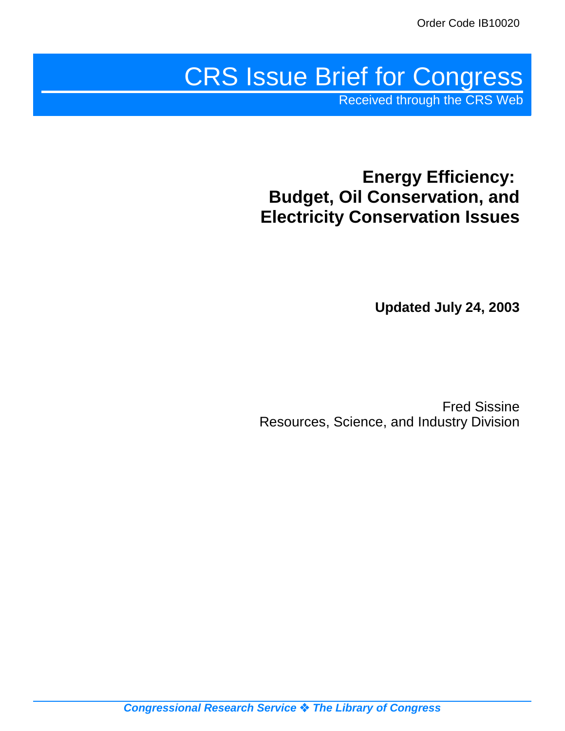Order Code IB10020

# CRS Issue Brief for Congress

Received through the CRS Web

## Energy Efficiency: Budget, Oil Conservation, and Electricity Conservation Issues

**Updated July 24, 2003**

Fred Sissine
Resources, Science, and Industry Division

***Congressional Research Service ❖ The Library of Congress***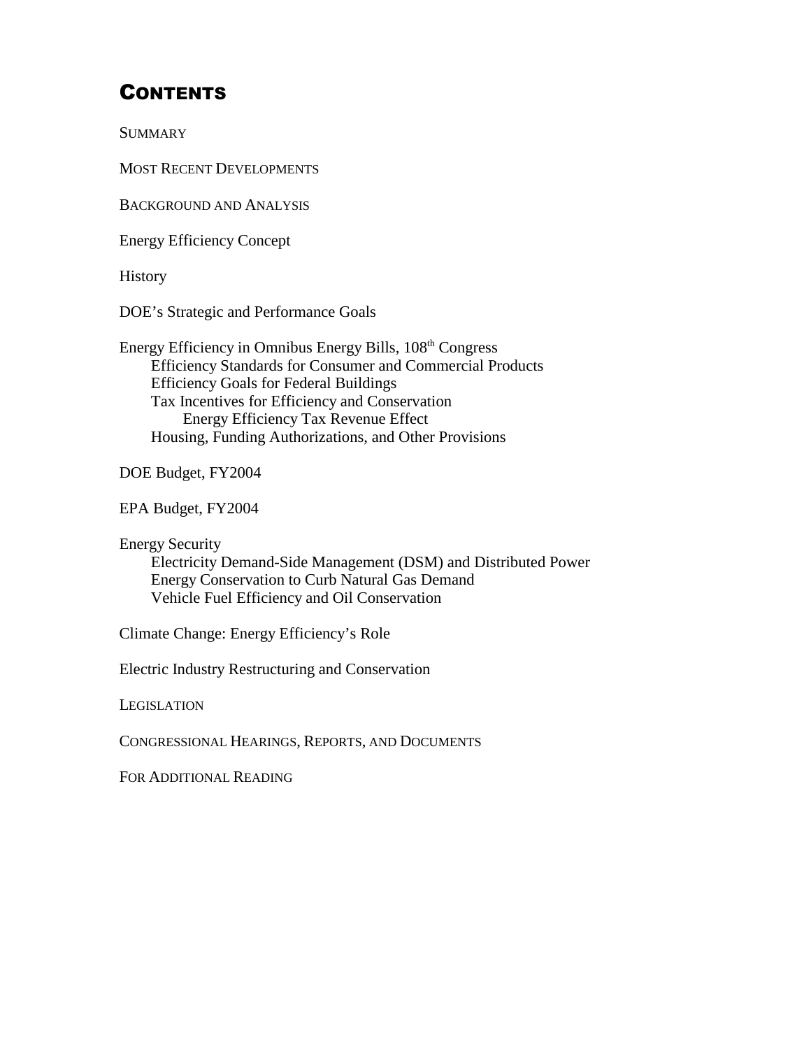# CONTENTS

SUMMARY

MOST RECENT DEVELOPMENTS

BACKGROUND AND ANALYSIS

Energy Efficiency Concept

History

DOE's Strategic and Performance Goals

Energy Efficiency in Omnibus Energy Bills, 108th Congress
- Efficiency Standards for Consumer and Commercial Products
- Efficiency Goals for Federal Buildings
- Tax Incentives for Efficiency and Conservation
  - Energy Efficiency Tax Revenue Effect
- Housing, Funding Authorizations, and Other Provisions

DOE Budget, FY2004

EPA Budget, FY2004

Energy Security
- Electricity Demand-Side Management (DSM) and Distributed Power
- Energy Conservation to Curb Natural Gas Demand
- Vehicle Fuel Efficiency and Oil Conservation

Climate Change: Energy Efficiency's Role

Electric Industry Restructuring and Conservation

LEGISLATION

CONGRESSIONAL HEARINGS, REPORTS, AND DOCUMENTS

FOR ADDITIONAL READING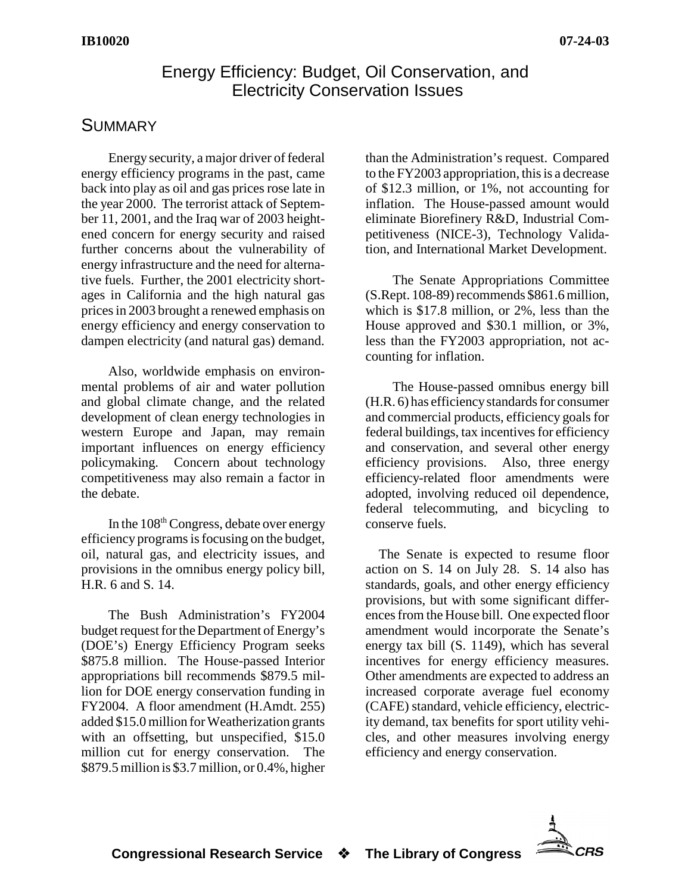# Energy Efficiency: Budget, Oil Conservation, and Electricity Conservation Issues

## Summary

Energy security, a major driver of federal energy efficiency programs in the past, came back into play as oil and gas prices rose late in the year 2000. The terrorist attack of September 11, 2001, and the Iraq war of 2003 heightened concern for energy security and raised further concerns about the vulnerability of energy infrastructure and the need for alternative fuels. Further, the 2001 electricity shortages in California and the high natural gas prices in 2003 brought a renewed emphasis on energy efficiency and energy conservation to dampen electricity (and natural gas) demand.

Also, worldwide emphasis on environmental problems of air and water pollution and global climate change, and the related development of clean energy technologies in western Europe and Japan, may remain important influences on energy efficiency policymaking. Concern about technology competitiveness may also remain a factor in the debate.

In the 108th Congress, debate over energy efficiency programs is focusing on the budget, oil, natural gas, and electricity issues, and provisions in the omnibus energy policy bill, H.R. 6 and S. 14.

The Bush Administration's FY2004 budget request for the Department of Energy's (DOE's) Energy Efficiency Program seeks \$875.8 million. The House-passed Interior appropriations bill recommends \$879.5 million for DOE energy conservation funding in FY2004. A floor amendment (H.Amdt. 255) added \$15.0 million for Weatherization grants with an offsetting, but unspecified, \$15.0 million cut for energy conservation. The \$879.5 million is \$3.7 million, or 0.4%, higher than the Administration's request. Compared to the FY2003 appropriation, this is a decrease of \$12.3 million, or 1%, not accounting for inflation. The House-passed amount would eliminate Biorefinery R&D, Industrial Competitiveness (NICE-3), Technology Validation, and International Market Development.

The Senate Appropriations Committee (S.Rept. 108-89) recommends \$861.6 million, which is \$17.8 million, or 2%, less than the House approved and \$30.1 million, or 3%, less than the FY2003 appropriation, not accounting for inflation.

The House-passed omnibus energy bill (H.R. 6) has efficiency standards for consumer and commercial products, efficiency goals for federal buildings, tax incentives for efficiency and conservation, and several other energy efficiency provisions. Also, three energy efficiency-related floor amendments were adopted, involving reduced oil dependence, federal telecommuting, and bicycling to conserve fuels.

The Senate is expected to resume floor action on S. 14 on July 28. S. 14 also has standards, goals, and other energy efficiency provisions, but with some significant differences from the House bill. One expected floor amendment would incorporate the Senate's energy tax bill (S. 1149), which has several incentives for energy efficiency measures. Other amendments are expected to address an increased corporate average fuel economy (CAFE) standard, vehicle efficiency, electricity demand, tax benefits for sport utility vehicles, and other measures involving energy efficiency and energy conservation.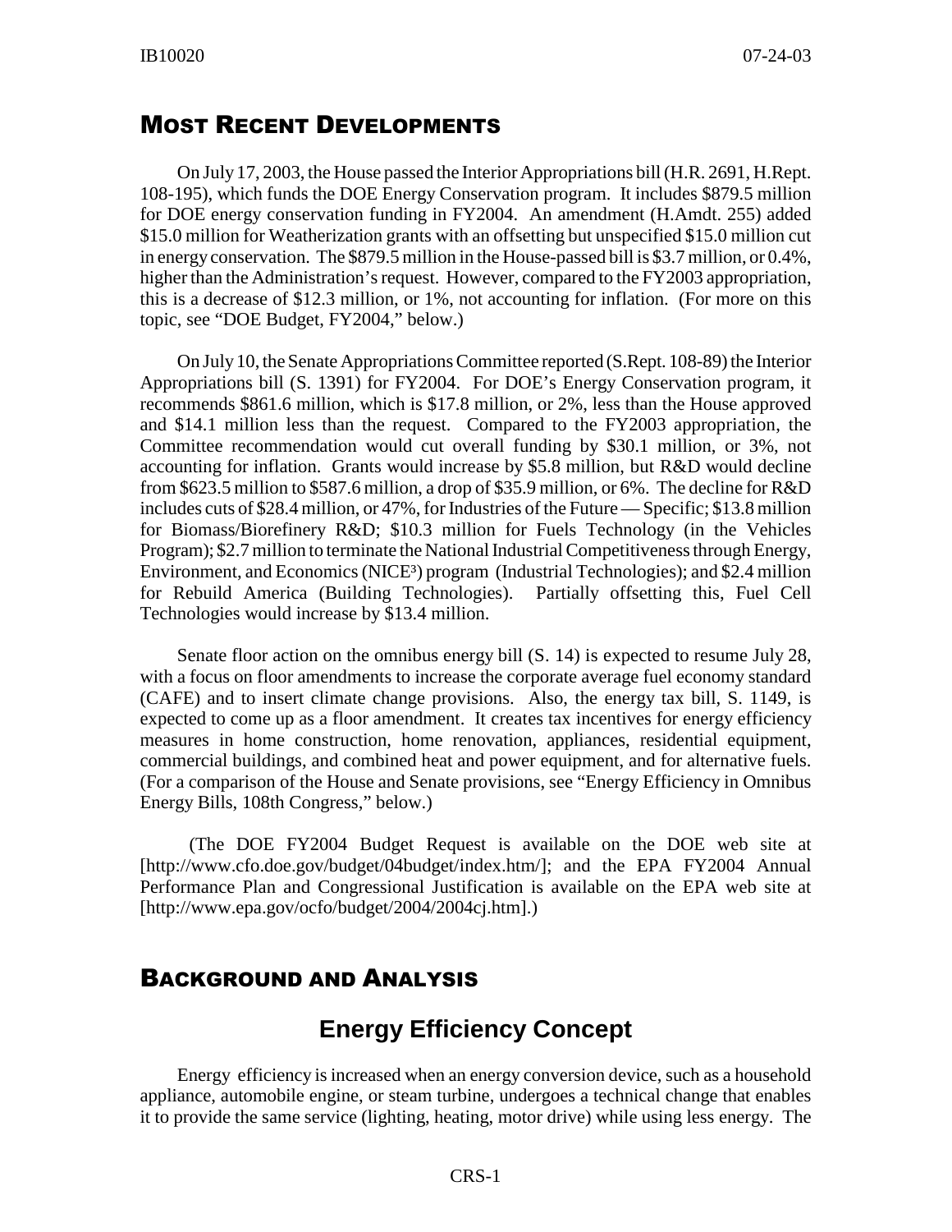## Most Recent Developments

On July 17, 2003, the House passed the Interior Appropriations bill (H.R. 2691, H.Rept. 108-195), which funds the DOE Energy Conservation program. It includes $879.5 million for DOE energy conservation funding in FY2004. An amendment (H.Amdt. 255) added $15.0 million for Weatherization grants with an offsetting but unspecified $15.0 million cut in energy conservation. The $879.5 million in the House-passed bill is $3.7 million, or 0.4%, higher than the Administration's request. However, compared to the FY2003 appropriation, this is a decrease of $12.3 million, or 1%, not accounting for inflation. (For more on this topic, see "DOE Budget, FY2004," below.)

On July 10, the Senate Appropriations Committee reported (S.Rept. 108-89) the Interior Appropriations bill (S. 1391) for FY2004. For DOE's Energy Conservation program, it recommends $861.6 million, which is $17.8 million, or 2%, less than the House approved and $14.1 million less than the request. Compared to the FY2003 appropriation, the Committee recommendation would cut overall funding by $30.1 million, or 3%, not accounting for inflation. Grants would increase by $5.8 million, but R&D would decline from $623.5 million to $587.6 million, a drop of $35.9 million, or 6%. The decline for R&D includes cuts of $28.4 million, or 47%, for Industries of the Future — Specific; $13.8 million for Biomass/Biorefinery R&D; $10.3 million for Fuels Technology (in the Vehicles Program); $2.7 million to terminate the National Industrial Competitiveness through Energy, Environment, and Economics (NICE³) program (Industrial Technologies); and $2.4 million for Rebuild America (Building Technologies). Partially offsetting this, Fuel Cell Technologies would increase by $13.4 million.

Senate floor action on the omnibus energy bill (S. 14) is expected to resume July 28, with a focus on floor amendments to increase the corporate average fuel economy standard (CAFE) and to insert climate change provisions. Also, the energy tax bill, S. 1149, is expected to come up as a floor amendment. It creates tax incentives for energy efficiency measures in home construction, home renovation, appliances, residential equipment, commercial buildings, and combined heat and power equipment, and for alternative fuels. (For a comparison of the House and Senate provisions, see "Energy Efficiency in Omnibus Energy Bills, 108th Congress," below.)

(The DOE FY2004 Budget Request is available on the DOE web site at [http://www.cfo.doe.gov/budget/04budget/index.htm/]; and the EPA FY2004 Annual Performance Plan and Congressional Justification is available on the EPA web site at [http://www.epa.gov/ocfo/budget/2004/2004cj.htm].)

## Background and Analysis

### Energy Efficiency Concept

Energy efficiency is increased when an energy conversion device, such as a household appliance, automobile engine, or steam turbine, undergoes a technical change that enables it to provide the same service (lighting, heating, motor drive) while using less energy. The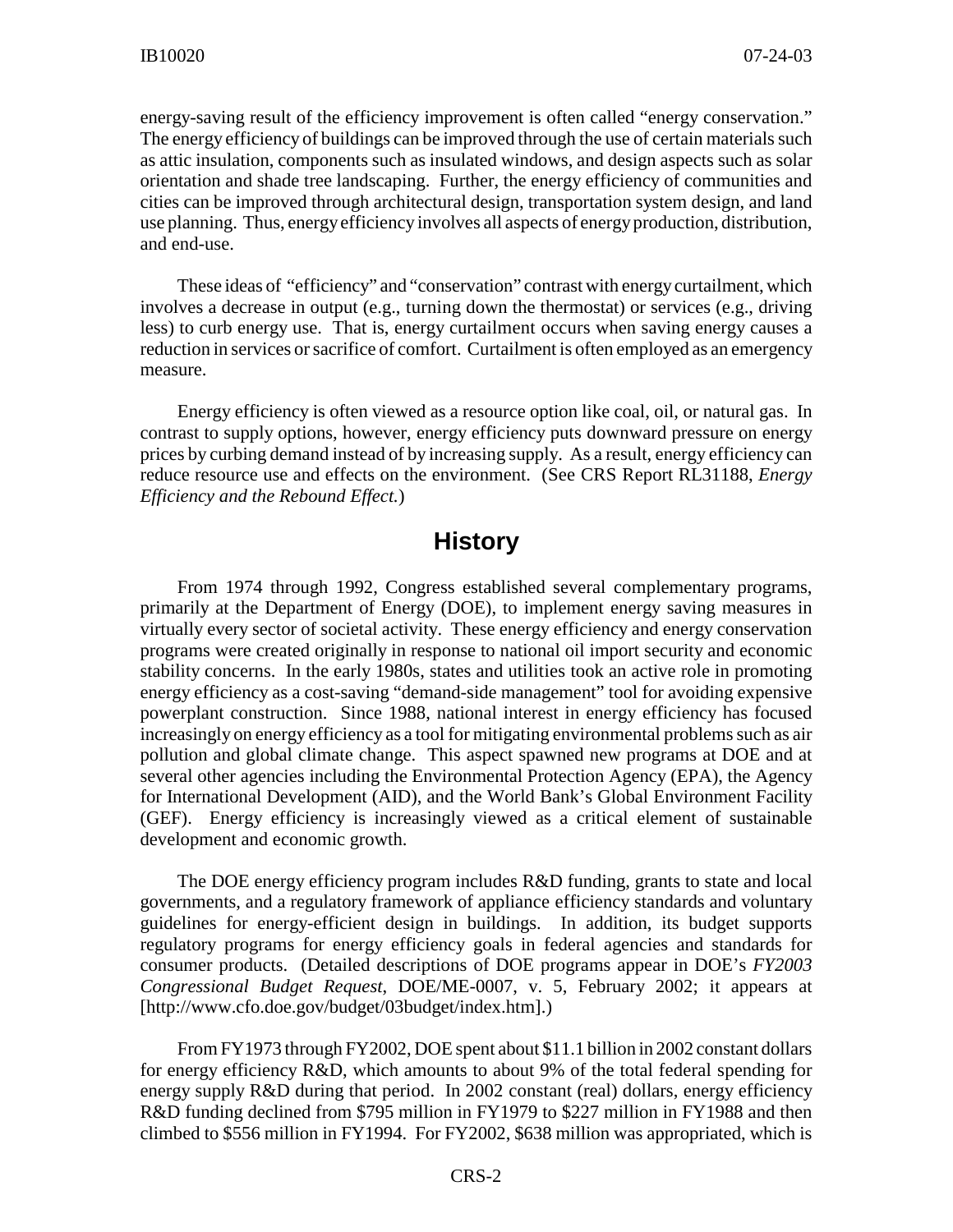energy-saving result of the efficiency improvement is often called "energy conservation." The energy efficiency of buildings can be improved through the use of certain materials such as attic insulation, components such as insulated windows, and design aspects such as solar orientation and shade tree landscaping. Further, the energy efficiency of communities and cities can be improved through architectural design, transportation system design, and land use planning. Thus, energy efficiency involves all aspects of energy production, distribution, and end-use.

These ideas of "efficiency" and "conservation" contrast with energy curtailment, which involves a decrease in output (e.g., turning down the thermostat) or services (e.g., driving less) to curb energy use. That is, energy curtailment occurs when saving energy causes a reduction in services or sacrifice of comfort. Curtailment is often employed as an emergency measure.

Energy efficiency is often viewed as a resource option like coal, oil, or natural gas. In contrast to supply options, however, energy efficiency puts downward pressure on energy prices by curbing demand instead of by increasing supply. As a result, energy efficiency can reduce resource use and effects on the environment. (See CRS Report RL31188, *Energy Efficiency and the Rebound Effect.*)

## History

From 1974 through 1992, Congress established several complementary programs, primarily at the Department of Energy (DOE), to implement energy saving measures in virtually every sector of societal activity. These energy efficiency and energy conservation programs were created originally in response to national oil import security and economic stability concerns. In the early 1980s, states and utilities took an active role in promoting energy efficiency as a cost-saving "demand-side management" tool for avoiding expensive powerplant construction. Since 1988, national interest in energy efficiency has focused increasingly on energy efficiency as a tool for mitigating environmental problems such as air pollution and global climate change. This aspect spawned new programs at DOE and at several other agencies including the Environmental Protection Agency (EPA), the Agency for International Development (AID), and the World Bank's Global Environment Facility (GEF). Energy efficiency is increasingly viewed as a critical element of sustainable development and economic growth.

The DOE energy efficiency program includes R&D funding, grants to state and local governments, and a regulatory framework of appliance efficiency standards and voluntary guidelines for energy-efficient design in buildings. In addition, its budget supports regulatory programs for energy efficiency goals in federal agencies and standards for consumer products. (Detailed descriptions of DOE programs appear in DOE's *FY2003 Congressional Budget Request*, DOE/ME-0007, v. 5, February 2002; it appears at [http://www.cfo.doe.gov/budget/03budget/index.htm].)

From FY1973 through FY2002, DOE spent about $11.1 billion in 2002 constant dollars for energy efficiency R&D, which amounts to about 9% of the total federal spending for energy supply R&D during that period. In 2002 constant (real) dollars, energy efficiency R&D funding declined from $795 million in FY1979 to $227 million in FY1988 and then climbed to $556 million in FY1994. For FY2002, $638 million was appropriated, which is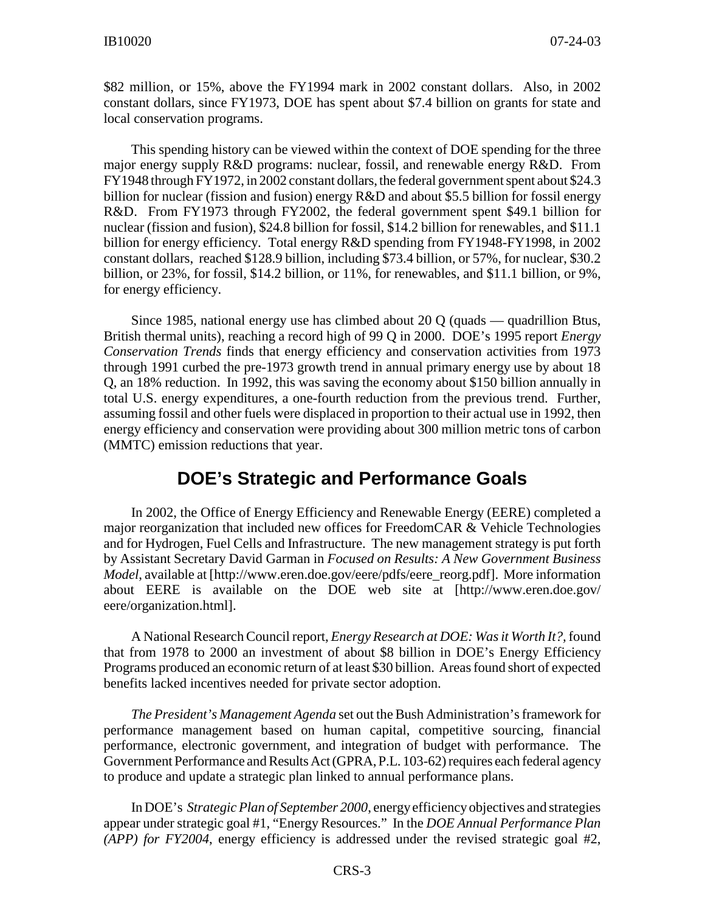$82 million, or 15%, above the FY1994 mark in 2002 constant dollars. Also, in 2002 constant dollars, since FY1973, DOE has spent about $7.4 billion on grants for state and local conservation programs.

This spending history can be viewed within the context of DOE spending for the three major energy supply R&D programs: nuclear, fossil, and renewable energy R&D. From FY1948 through FY1972, in 2002 constant dollars, the federal government spent about $24.3 billion for nuclear (fission and fusion) energy R&D and about $5.5 billion for fossil energy R&D. From FY1973 through FY2002, the federal government spent $49.1 billion for nuclear (fission and fusion), $24.8 billion for fossil, $14.2 billion for renewables, and $11.1 billion for energy efficiency. Total energy R&D spending from FY1948-FY1998, in 2002 constant dollars, reached $128.9 billion, including $73.4 billion, or 57%, for nuclear, $30.2 billion, or 23%, for fossil, $14.2 billion, or 11%, for renewables, and $11.1 billion, or 9%, for energy efficiency.

Since 1985, national energy use has climbed about 20 Q (quads — quadrillion Btus, British thermal units), reaching a record high of 99 Q in 2000. DOE's 1995 report *Energy Conservation Trends* finds that energy efficiency and conservation activities from 1973 through 1991 curbed the pre-1973 growth trend in annual primary energy use by about 18 Q, an 18% reduction. In 1992, this was saving the economy about $150 billion annually in total U.S. energy expenditures, a one-fourth reduction from the previous trend. Further, assuming fossil and other fuels were displaced in proportion to their actual use in 1992, then energy efficiency and conservation were providing about 300 million metric tons of carbon (MMTC) emission reductions that year.

## DOE's Strategic and Performance Goals

In 2002, the Office of Energy Efficiency and Renewable Energy (EERE) completed a major reorganization that included new offices for FreedomCAR & Vehicle Technologies and for Hydrogen, Fuel Cells and Infrastructure. The new management strategy is put forth by Assistant Secretary David Garman in *Focused on Results: A New Government Business Model*, available at [http://www.eren.doe.gov/eere/pdfs/eere_reorg.pdf]. More information about EERE is available on the DOE web site at [http://www.eren.doe.gov/eere/organization.html].

A National Research Council report, *Energy Research at DOE: Was it Worth It?*, found that from 1978 to 2000 an investment of about $8 billion in DOE's Energy Efficiency Programs produced an economic return of at least $30 billion. Areas found short of expected benefits lacked incentives needed for private sector adoption.

*The President's Management Agenda* set out the Bush Administration's framework for performance management based on human capital, competitive sourcing, financial performance, electronic government, and integration of budget with performance. The Government Performance and Results Act (GPRA, P.L. 103-62) requires each federal agency to produce and update a strategic plan linked to annual performance plans.

In DOE's *Strategic Plan of September 2000*, energy efficiency objectives and strategies appear under strategic goal #1, "Energy Resources." In the *DOE Annual Performance Plan (APP) for FY2004*, energy efficiency is addressed under the revised strategic goal #2,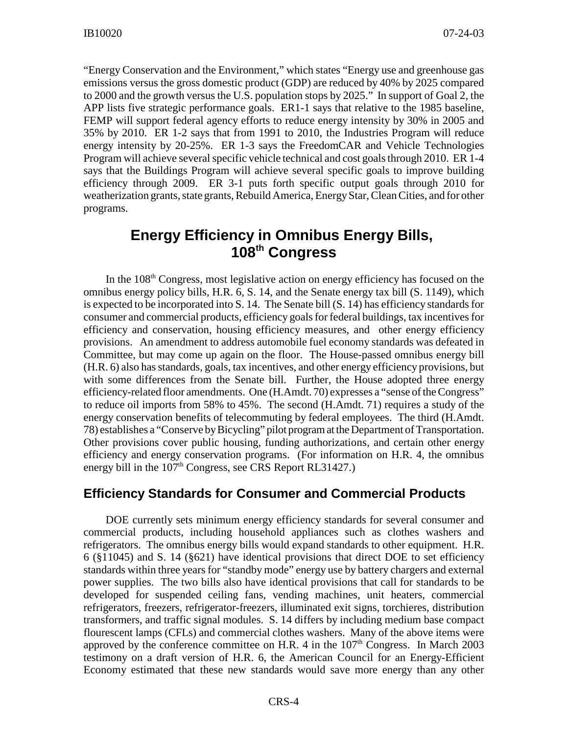"Energy Conservation and the Environment," which states "Energy use and greenhouse gas emissions versus the gross domestic product (GDP) are reduced by 40% by 2025 compared to 2000 and the growth versus the U.S. population stops by 2025." In support of Goal 2, the APP lists five strategic performance goals. ER1-1 says that relative to the 1985 baseline, FEMP will support federal agency efforts to reduce energy intensity by 30% in 2005 and 35% by 2010. ER 1-2 says that from 1991 to 2010, the Industries Program will reduce energy intensity by 20-25%. ER 1-3 says the FreedomCAR and Vehicle Technologies Program will achieve several specific vehicle technical and cost goals through 2010. ER 1-4 says that the Buildings Program will achieve several specific goals to improve building efficiency through 2009. ER 3-1 puts forth specific output goals through 2010 for weatherization grants, state grants, Rebuild America, Energy Star, Clean Cities, and for other programs.

# Energy Efficiency in Omnibus Energy Bills, 108th Congress

In the 108th Congress, most legislative action on energy efficiency has focused on the omnibus energy policy bills, H.R. 6, S. 14, and the Senate energy tax bill (S. 1149), which is expected to be incorporated into S. 14. The Senate bill (S. 14) has efficiency standards for consumer and commercial products, efficiency goals for federal buildings, tax incentives for efficiency and conservation, housing efficiency measures, and other energy efficiency provisions. An amendment to address automobile fuel economy standards was defeated in Committee, but may come up again on the floor. The House-passed omnibus energy bill (H.R. 6) also has standards, goals, tax incentives, and other energy efficiency provisions, but with some differences from the Senate bill. Further, the House adopted three energy efficiency-related floor amendments. One (H.Amdt. 70) expresses a "sense of the Congress" to reduce oil imports from 58% to 45%. The second (H.Amdt. 71) requires a study of the energy conservation benefits of telecommuting by federal employees. The third (H.Amdt. 78) establishes a "Conserve by Bicycling" pilot program at the Department of Transportation. Other provisions cover public housing, funding authorizations, and certain other energy efficiency and energy conservation programs. (For information on H.R. 4, the omnibus energy bill in the 107th Congress, see CRS Report RL31427.)

## Efficiency Standards for Consumer and Commercial Products

DOE currently sets minimum energy efficiency standards for several consumer and commercial products, including household appliances such as clothes washers and refrigerators. The omnibus energy bills would expand standards to other equipment. H.R. 6 (§11045) and S. 14 (§621) have identical provisions that direct DOE to set efficiency standards within three years for "standby mode" energy use by battery chargers and external power supplies. The two bills also have identical provisions that call for standards to be developed for suspended ceiling fans, vending machines, unit heaters, commercial refrigerators, freezers, refrigerator-freezers, illuminated exit signs, torchieres, distribution transformers, and traffic signal modules. S. 14 differs by including medium base compact flourescent lamps (CFLs) and commercial clothes washers. Many of the above items were approved by the conference committee on H.R. 4 in the 107th Congress. In March 2003 testimony on a draft version of H.R. 6, the American Council for an Energy-Efficient Economy estimated that these new standards would save more energy than any other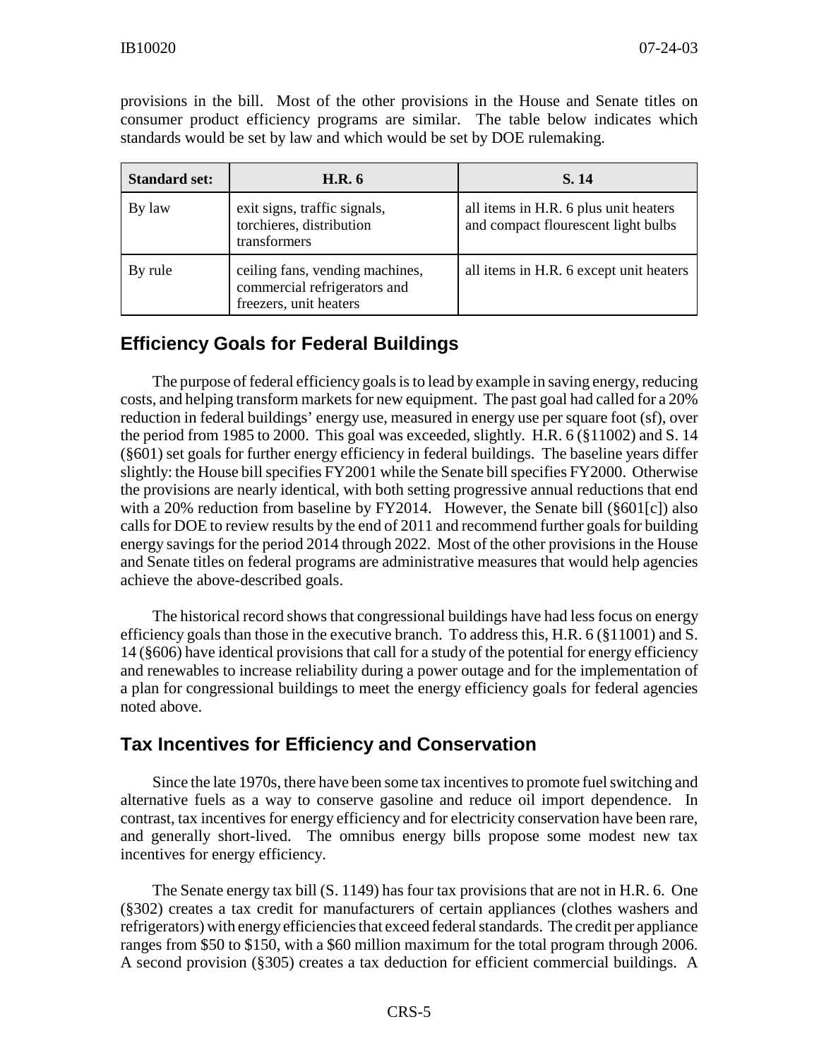provisions in the bill. Most of the other provisions in the House and Senate titles on consumer product efficiency programs are similar. The table below indicates which standards would be set by law and which would be set by DOE rulemaking.

| Standard set: | H.R. 6 | S. 14 |
|---|---|---|
| By law | exit signs, traffic signals, torchieres, distribution transformers | all items in H.R. 6 plus unit heaters and compact flourescent light bulbs |
| By rule | ceiling fans, vending machines, commercial refrigerators and freezers, unit heaters | all items in H.R. 6 except unit heaters |

## Efficiency Goals for Federal Buildings

The purpose of federal efficiency goals is to lead by example in saving energy, reducing costs, and helping transform markets for new equipment. The past goal had called for a 20% reduction in federal buildings' energy use, measured in energy use per square foot (sf), over the period from 1985 to 2000. This goal was exceeded, slightly. H.R. 6 (§11002) and S. 14 (§601) set goals for further energy efficiency in federal buildings. The baseline years differ slightly: the House bill specifies FY2001 while the Senate bill specifies FY2000. Otherwise the provisions are nearly identical, with both setting progressive annual reductions that end with a 20% reduction from baseline by FY2014. However, the Senate bill (§601[c]) also calls for DOE to review results by the end of 2011 and recommend further goals for building energy savings for the period 2014 through 2022. Most of the other provisions in the House and Senate titles on federal programs are administrative measures that would help agencies achieve the above-described goals.

The historical record shows that congressional buildings have had less focus on energy efficiency goals than those in the executive branch. To address this, H.R. 6 (§11001) and S. 14 (§606) have identical provisions that call for a study of the potential for energy efficiency and renewables to increase reliability during a power outage and for the implementation of a plan for congressional buildings to meet the energy efficiency goals for federal agencies noted above.

## Tax Incentives for Efficiency and Conservation

Since the late 1970s, there have been some tax incentives to promote fuel switching and alternative fuels as a way to conserve gasoline and reduce oil import dependence. In contrast, tax incentives for energy efficiency and for electricity conservation have been rare, and generally short-lived. The omnibus energy bills propose some modest new tax incentives for energy efficiency.

The Senate energy tax bill (S. 1149) has four tax provisions that are not in H.R. 6. One (§302) creates a tax credit for manufacturers of certain appliances (clothes washers and refrigerators) with energy efficiencies that exceed federal standards. The credit per appliance ranges from $50 to $150, with a $60 million maximum for the total program through 2006. A second provision (§305) creates a tax deduction for efficient commercial buildings. A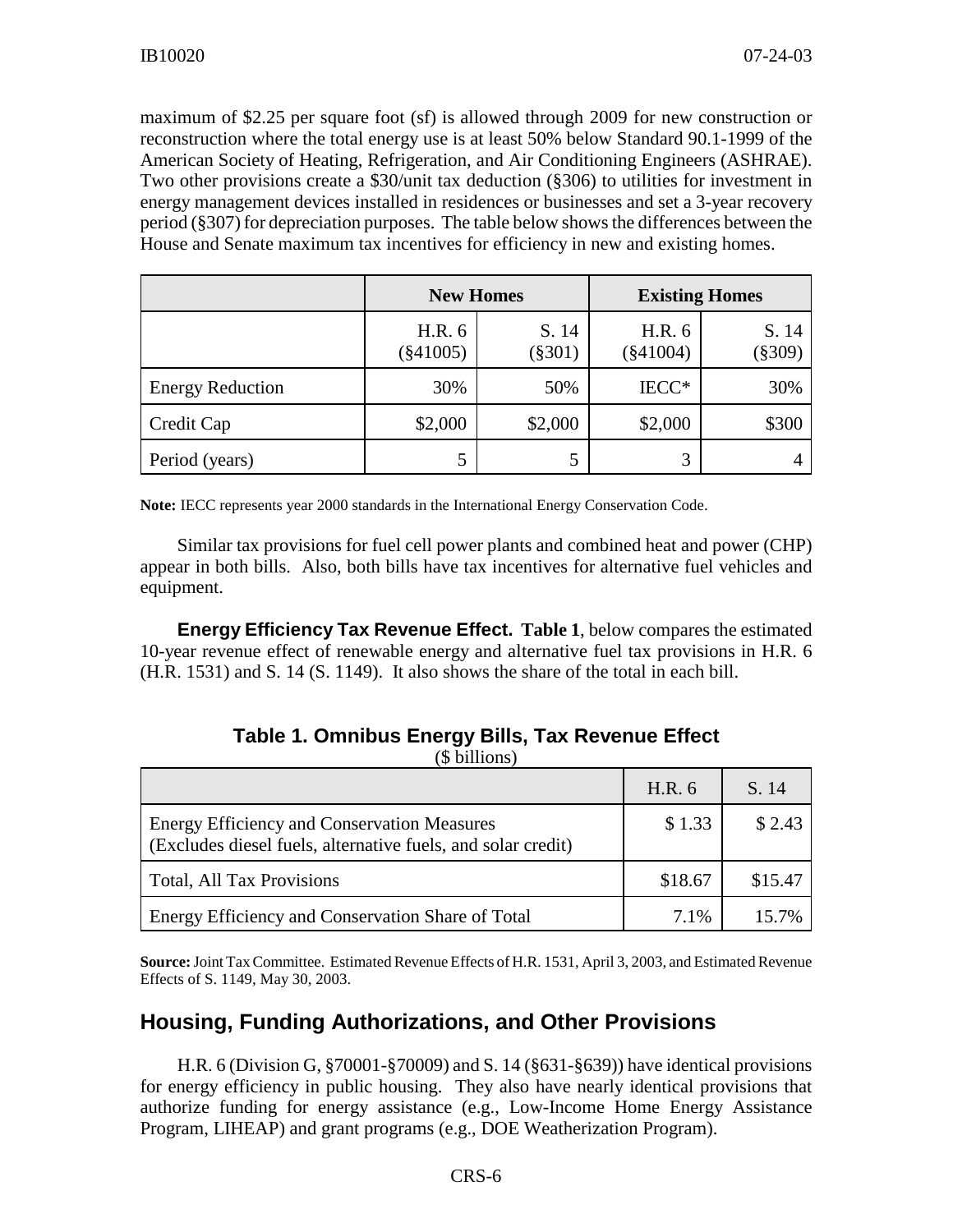maximum of \$2.25 per square foot (sf) is allowed through 2009 for new construction or reconstruction where the total energy use is at least 50% below Standard 90.1-1999 of the American Society of Heating, Refrigeration, and Air Conditioning Engineers (ASHRAE). Two other provisions create a \$30/unit tax deduction (§306) to utilities for investment in energy management devices installed in residences or businesses and set a 3-year recovery period (§307) for depreciation purposes. The table below shows the differences between the House and Senate maximum tax incentives for efficiency in new and existing homes.

| | New Homes | | Existing Homes | |
|---|---|---|---|---|
| | H.R. 6 (§41005) | S. 14 (§301) | H.R. 6 (§41004) | S. 14 (§309) |
| Energy Reduction | 30% | 50% | IECC* | 30% |
| Credit Cap | \$2,000 | \$2,000 | \$2,000 | \$300 |
| Period (years) | 5 | 5 | 3 | 4 |

**Note:** IECC represents year 2000 standards in the International Energy Conservation Code.

Similar tax provisions for fuel cell power plants and combined heat and power (CHP) appear in both bills. Also, both bills have tax incentives for alternative fuel vehicles and equipment.

**Energy Efficiency Tax Revenue Effect. Table 1**, below compares the estimated 10-year revenue effect of renewable energy and alternative fuel tax provisions in H.R. 6 (H.R. 1531) and S. 14 (S. 1149). It also shows the share of the total in each bill.

**Table 1. Omnibus Energy Bills, Tax Revenue Effect**
(\$ billions)

| | H.R. 6 | S. 14 |
|---|---|---|
| Energy Efficiency and Conservation Measures (Excludes diesel fuels, alternative fuels, and solar credit) | \$ 1.33 | \$ 2.43 |
| Total, All Tax Provisions | \$18.67 | \$15.47 |
| Energy Efficiency and Conservation Share of Total | 7.1% | 15.7% |

**Source:** Joint Tax Committee. Estimated Revenue Effects of H.R. 1531, April 3, 2003, and Estimated Revenue Effects of S. 1149, May 30, 2003.

## Housing, Funding Authorizations, and Other Provisions

H.R. 6 (Division G, §70001-§70009) and S. 14 (§631-§639)) have identical provisions for energy efficiency in public housing. They also have nearly identical provisions that authorize funding for energy assistance (e.g., Low-Income Home Energy Assistance Program, LIHEAP) and grant programs (e.g., DOE Weatherization Program).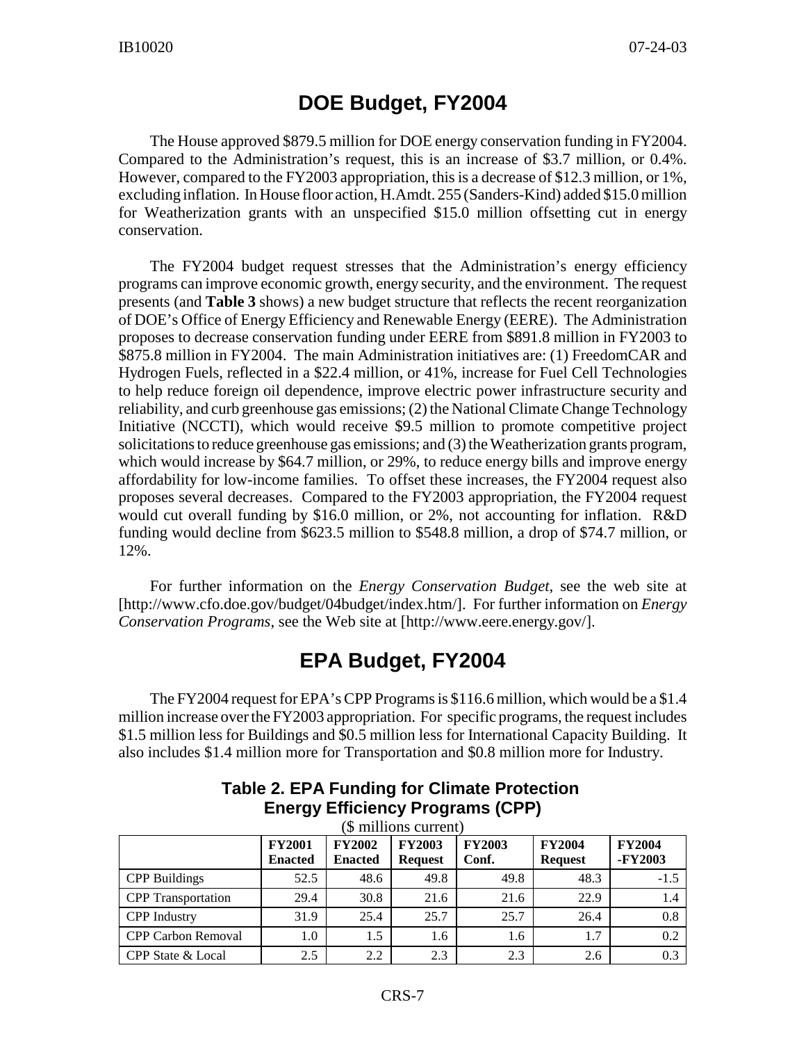## DOE Budget, FY2004

The House approved $879.5 million for DOE energy conservation funding in FY2004. Compared to the Administration's request, this is an increase of $3.7 million, or 0.4%. However, compared to the FY2003 appropriation, this is a decrease of $12.3 million, or 1%, excluding inflation. In House floor action, H.Amdt. 255 (Sanders-Kind) added $15.0 million for Weatherization grants with an unspecified $15.0 million offsetting cut in energy conservation.

The FY2004 budget request stresses that the Administration's energy efficiency programs can improve economic growth, energy security, and the environment. The request presents (and **Table 3** shows) a new budget structure that reflects the recent reorganization of DOE's Office of Energy Efficiency and Renewable Energy (EERE). The Administration proposes to decrease conservation funding under EERE from $891.8 million in FY2003 to $875.8 million in FY2004. The main Administration initiatives are: (1) FreedomCAR and Hydrogen Fuels, reflected in a $22.4 million, or 41%, increase for Fuel Cell Technologies to help reduce foreign oil dependence, improve electric power infrastructure security and reliability, and curb greenhouse gas emissions; (2) the National Climate Change Technology Initiative (NCCTI), which would receive $9.5 million to promote competitive project solicitations to reduce greenhouse gas emissions; and (3) the Weatherization grants program, which would increase by $64.7 million, or 29%, to reduce energy bills and improve energy affordability for low-income families. To offset these increases, the FY2004 request also proposes several decreases. Compared to the FY2003 appropriation, the FY2004 request would cut overall funding by $16.0 million, or 2%, not accounting for inflation. R&D funding would decline from $623.5 million to $548.8 million, a drop of $74.7 million, or 12%.

For further information on the *Energy Conservation Budget*, see the web site at [http://www.cfo.doe.gov/budget/04budget/index.htm/]. For further information on *Energy Conservation Programs*, see the Web site at [http://www.eere.energy.gov/].

## EPA Budget, FY2004

The FY2004 request for EPA's CPP Programs is $116.6 million, which would be a $1.4 million increase over the FY2003 appropriation. For specific programs, the request includes $1.5 million less for Buildings and $0.5 million less for International Capacity Building. It also includes $1.4 million more for Transportation and $0.8 million more for Industry.

**Table 2. EPA Funding for Climate Protection Energy Efficiency Programs (CPP)**

($ millions current)

| | FY2001 Enacted | FY2002 Enacted | FY2003 Request | FY2003 Conf. | FY2004 Request | FY2004 -FY2003 |
|---|---|---|---|---|---|---|
| CPP Buildings | 52.5 | 48.6 | 49.8 | 49.8 | 48.3 | -1.5 |
| CPP Transportation | 29.4 | 30.8 | 21.6 | 21.6 | 22.9 | 1.4 |
| CPP Industry | 31.9 | 25.4 | 25.7 | 25.7 | 26.4 | 0.8 |
| CPP Carbon Removal | 1.0 | 1.5 | 1.6 | 1.6 | 1.7 | 0.2 |
| CPP State & Local | 2.5 | 2.2 | 2.3 | 2.3 | 2.6 | 0.3 |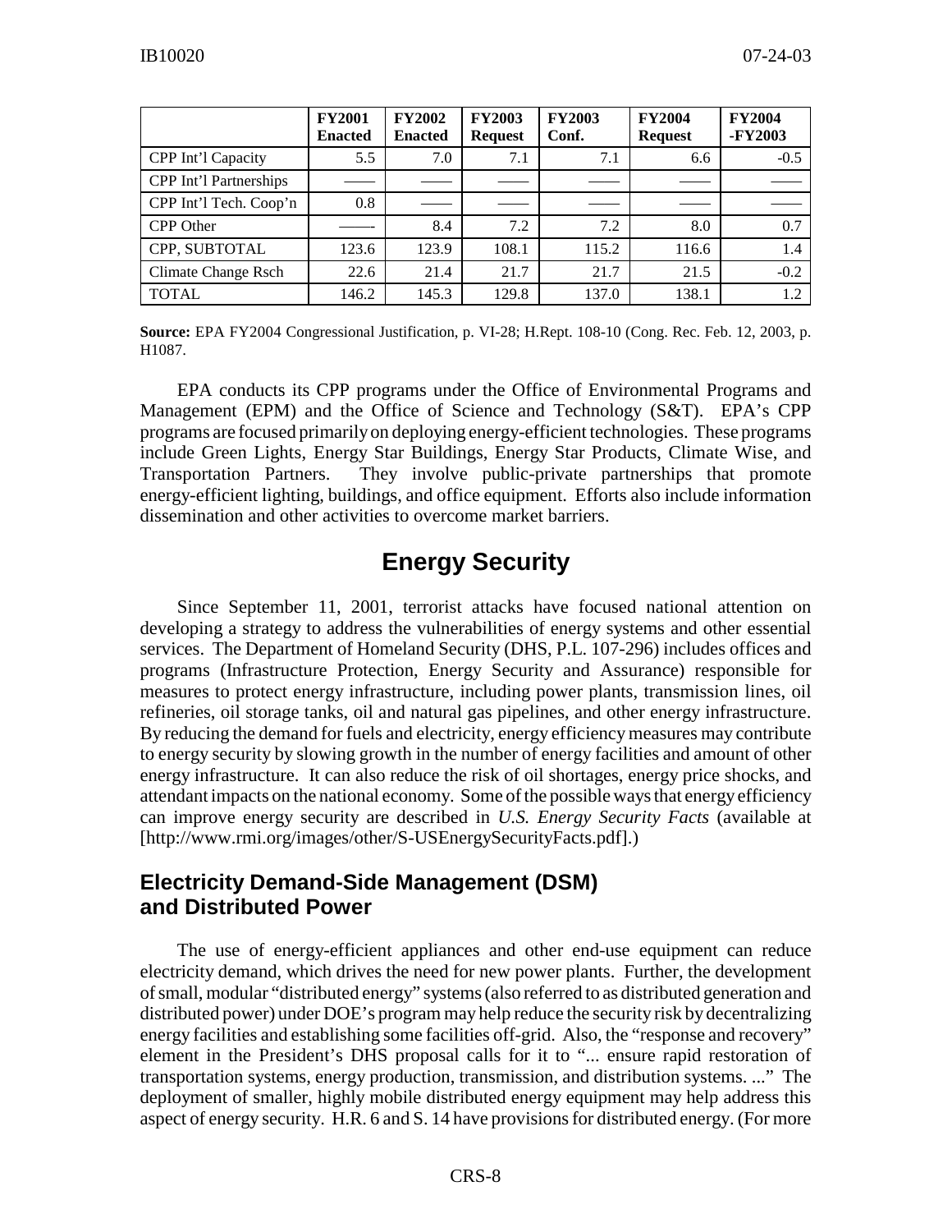|  | FY2001 Enacted | FY2002 Enacted | FY2003 Request | FY2003 Conf. | FY2004 Request | FY2004 -FY2003 |
|---|---|---|---|---|---|---|
| CPP Int'l Capacity | 5.5 | 7.0 | 7.1 | 7.1 | 6.6 | -0.5 |
| CPP Int'l Partnerships | —— | —— | —— | —— | —— | —— |
| CPP Int'l Tech. Coop'n | 0.8 | —— | —— | —— | —— | —— |
| CPP Other | ——- | 8.4 | 7.2 | 7.2 | 8.0 | 0.7 |
| CPP, SUBTOTAL | 123.6 | 123.9 | 108.1 | 115.2 | 116.6 | 1.4 |
| Climate Change Rsch | 22.6 | 21.4 | 21.7 | 21.7 | 21.5 | -0.2 |
| TOTAL | 146.2 | 145.3 | 129.8 | 137.0 | 138.1 | 1.2 |

**Source:** EPA FY2004 Congressional Justification, p. VI-28; H.Rept. 108-10 (Cong. Rec. Feb. 12, 2003, p. H1087.

EPA conducts its CPP programs under the Office of Environmental Programs and Management (EPM) and the Office of Science and Technology (S&T). EPA's CPP programs are focused primarily on deploying energy-efficient technologies. These programs include Green Lights, Energy Star Buildings, Energy Star Products, Climate Wise, and Transportation Partners. They involve public-private partnerships that promote energy-efficient lighting, buildings, and office equipment. Efforts also include information dissemination and other activities to overcome market barriers.

# Energy Security

Since September 11, 2001, terrorist attacks have focused national attention on developing a strategy to address the vulnerabilities of energy systems and other essential services. The Department of Homeland Security (DHS, P.L. 107-296) includes offices and programs (Infrastructure Protection, Energy Security and Assurance) responsible for measures to protect energy infrastructure, including power plants, transmission lines, oil refineries, oil storage tanks, oil and natural gas pipelines, and other energy infrastructure. By reducing the demand for fuels and electricity, energy efficiency measures may contribute to energy security by slowing growth in the number of energy facilities and amount of other energy infrastructure. It can also reduce the risk of oil shortages, energy price shocks, and attendant impacts on the national economy. Some of the possible ways that energy efficiency can improve energy security are described in *U.S. Energy Security Facts* (available at [http://www.rmi.org/images/other/S-USEnergySecurityFacts.pdf].)

## Electricity Demand-Side Management (DSM) and Distributed Power

The use of energy-efficient appliances and other end-use equipment can reduce electricity demand, which drives the need for new power plants. Further, the development of small, modular "distributed energy" systems (also referred to as distributed generation and distributed power) under DOE's program may help reduce the security risk by decentralizing energy facilities and establishing some facilities off-grid. Also, the "response and recovery" element in the President's DHS proposal calls for it to "... ensure rapid restoration of transportation systems, energy production, transmission, and distribution systems. ..." The deployment of smaller, highly mobile distributed energy equipment may help address this aspect of energy security. H.R. 6 and S. 14 have provisions for distributed energy. (For more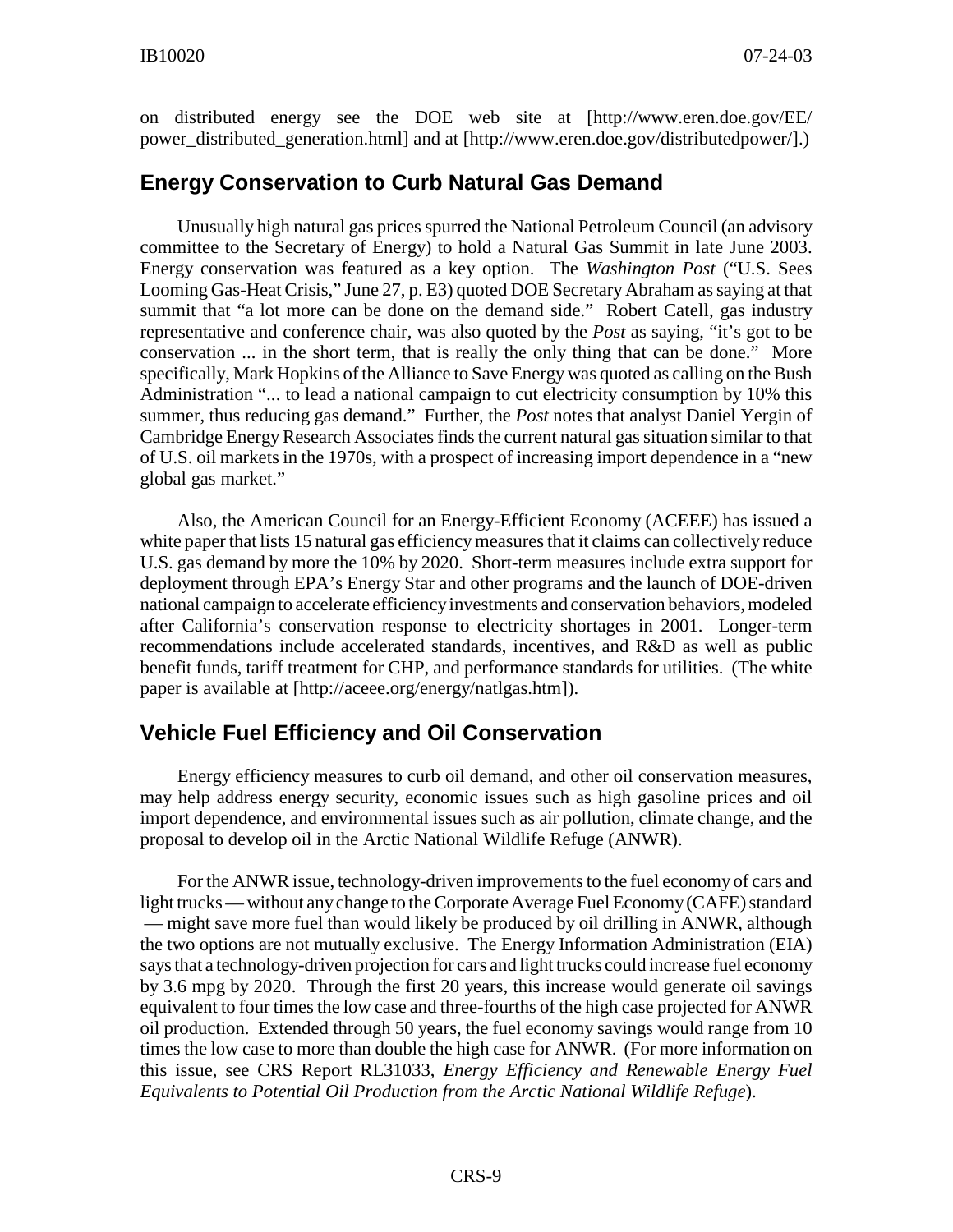on distributed energy see the DOE web site at [http://www.eren.doe.gov/EE/power_distributed_generation.html] and at [http://www.eren.doe.gov/distributedpower/].)

## Energy Conservation to Curb Natural Gas Demand

Unusually high natural gas prices spurred the National Petroleum Council (an advisory committee to the Secretary of Energy) to hold a Natural Gas Summit in late June 2003. Energy conservation was featured as a key option. The *Washington Post* ("U.S. Sees Looming Gas-Heat Crisis," June 27, p. E3) quoted DOE Secretary Abraham as saying at that summit that "a lot more can be done on the demand side." Robert Catell, gas industry representative and conference chair, was also quoted by the *Post* as saying, "it's got to be conservation ... in the short term, that is really the only thing that can be done." More specifically, Mark Hopkins of the Alliance to Save Energy was quoted as calling on the Bush Administration "... to lead a national campaign to cut electricity consumption by 10% this summer, thus reducing gas demand." Further, the *Post* notes that analyst Daniel Yergin of Cambridge Energy Research Associates finds the current natural gas situation similar to that of U.S. oil markets in the 1970s, with a prospect of increasing import dependence in a "new global gas market."

Also, the American Council for an Energy-Efficient Economy (ACEEE) has issued a white paper that lists 15 natural gas efficiency measures that it claims can collectively reduce U.S. gas demand by more the 10% by 2020. Short-term measures include extra support for deployment through EPA's Energy Star and other programs and the launch of DOE-driven national campaign to accelerate efficiency investments and conservation behaviors, modeled after California's conservation response to electricity shortages in 2001. Longer-term recommendations include accelerated standards, incentives, and R&D as well as public benefit funds, tariff treatment for CHP, and performance standards for utilities. (The white paper is available at [http://aceee.org/energy/natlgas.htm]).

## Vehicle Fuel Efficiency and Oil Conservation

Energy efficiency measures to curb oil demand, and other oil conservation measures, may help address energy security, economic issues such as high gasoline prices and oil import dependence, and environmental issues such as air pollution, climate change, and the proposal to develop oil in the Arctic National Wildlife Refuge (ANWR).

For the ANWR issue, technology-driven improvements to the fuel economy of cars and light trucks — without any change to the Corporate Average Fuel Economy (CAFE) standard — might save more fuel than would likely be produced by oil drilling in ANWR, although the two options are not mutually exclusive. The Energy Information Administration (EIA) says that a technology-driven projection for cars and light trucks could increase fuel economy by 3.6 mpg by 2020. Through the first 20 years, this increase would generate oil savings equivalent to four times the low case and three-fourths of the high case projected for ANWR oil production. Extended through 50 years, the fuel economy savings would range from 10 times the low case to more than double the high case for ANWR. (For more information on this issue, see CRS Report RL31033, *Energy Efficiency and Renewable Energy Fuel Equivalents to Potential Oil Production from the Arctic National Wildlife Refuge*).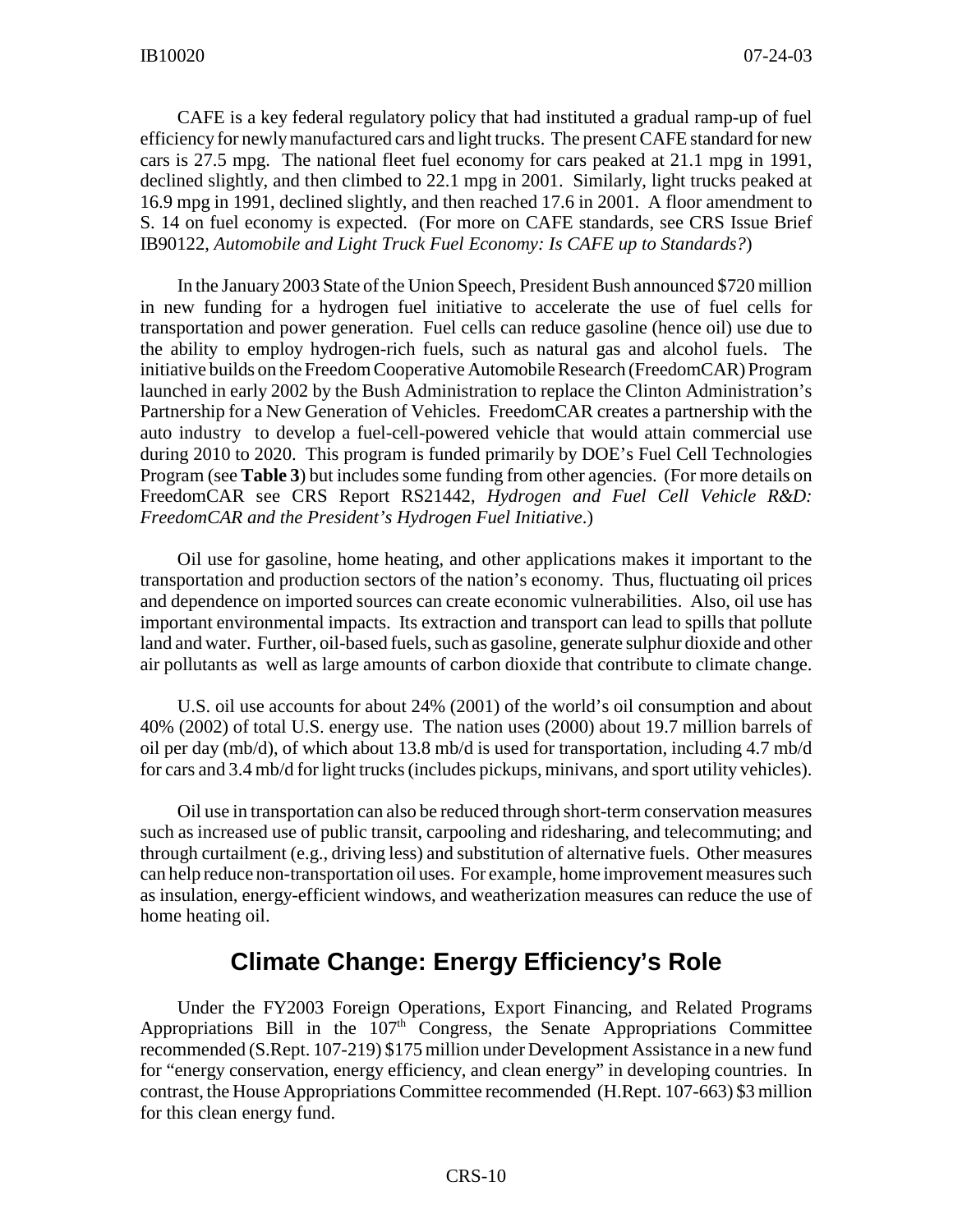CAFE is a key federal regulatory policy that had instituted a gradual ramp-up of fuel efficiency for newly manufactured cars and light trucks. The present CAFE standard for new cars is 27.5 mpg. The national fleet fuel economy for cars peaked at 21.1 mpg in 1991, declined slightly, and then climbed to 22.1 mpg in 2001. Similarly, light trucks peaked at 16.9 mpg in 1991, declined slightly, and then reached 17.6 in 2001. A floor amendment to S. 14 on fuel economy is expected. (For more on CAFE standards, see CRS Issue Brief IB90122, *Automobile and Light Truck Fuel Economy: Is CAFE up to Standards?*)

In the January 2003 State of the Union Speech, President Bush announced $720 million in new funding for a hydrogen fuel initiative to accelerate the use of fuel cells for transportation and power generation. Fuel cells can reduce gasoline (hence oil) use due to the ability to employ hydrogen-rich fuels, such as natural gas and alcohol fuels. The initiative builds on the Freedom Cooperative Automobile Research (FreedomCAR) Program launched in early 2002 by the Bush Administration to replace the Clinton Administration's Partnership for a New Generation of Vehicles. FreedomCAR creates a partnership with the auto industry to develop a fuel-cell-powered vehicle that would attain commercial use during 2010 to 2020. This program is funded primarily by DOE's Fuel Cell Technologies Program (see **Table 3**) but includes some funding from other agencies. (For more details on FreedomCAR see CRS Report RS21442, *Hydrogen and Fuel Cell Vehicle R&D: FreedomCAR and the President's Hydrogen Fuel Initiative*.)

Oil use for gasoline, home heating, and other applications makes it important to the transportation and production sectors of the nation's economy. Thus, fluctuating oil prices and dependence on imported sources can create economic vulnerabilities. Also, oil use has important environmental impacts. Its extraction and transport can lead to spills that pollute land and water. Further, oil-based fuels, such as gasoline, generate sulphur dioxide and other air pollutants as well as large amounts of carbon dioxide that contribute to climate change.

U.S. oil use accounts for about 24% (2001) of the world's oil consumption and about 40% (2002) of total U.S. energy use. The nation uses (2000) about 19.7 million barrels of oil per day (mb/d), of which about 13.8 mb/d is used for transportation, including 4.7 mb/d for cars and 3.4 mb/d for light trucks (includes pickups, minivans, and sport utility vehicles).

Oil use in transportation can also be reduced through short-term conservation measures such as increased use of public transit, carpooling and ridesharing, and telecommuting; and through curtailment (e.g., driving less) and substitution of alternative fuels. Other measures can help reduce non-transportation oil uses. For example, home improvement measures such as insulation, energy-efficient windows, and weatherization measures can reduce the use of home heating oil.

## Climate Change: Energy Efficiency's Role

Under the FY2003 Foreign Operations, Export Financing, and Related Programs Appropriations Bill in the 107th Congress, the Senate Appropriations Committee recommended (S.Rept. 107-219) $175 million under Development Assistance in a new fund for "energy conservation, energy efficiency, and clean energy" in developing countries. In contrast, the House Appropriations Committee recommended (H.Rept. 107-663) $3 million for this clean energy fund.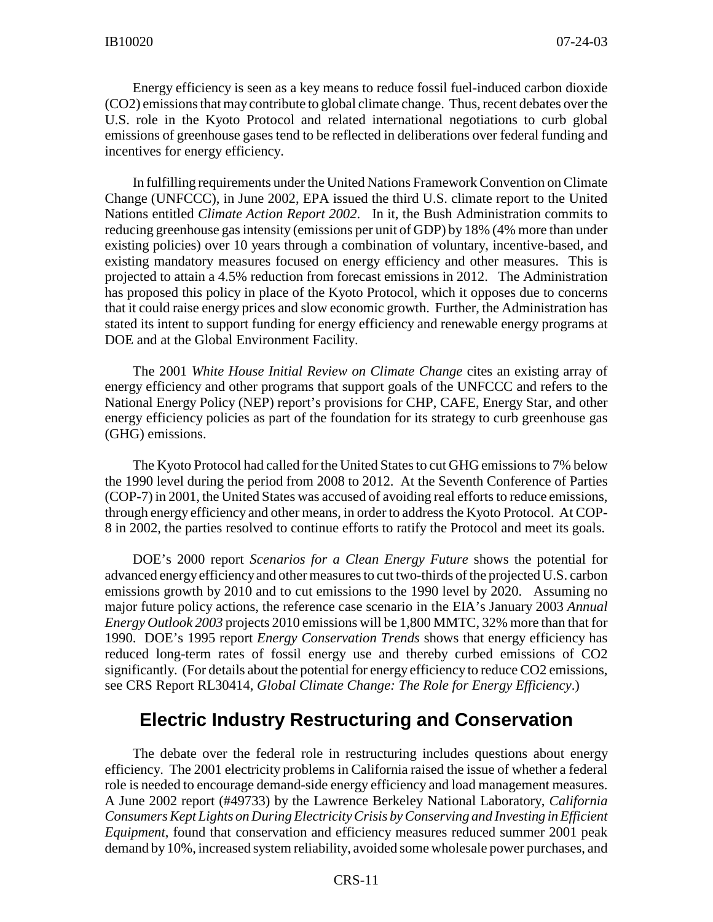Energy efficiency is seen as a key means to reduce fossil fuel-induced carbon dioxide ($CO_2$) emissions that may contribute to global climate change. Thus, recent debates over the U.S. role in the Kyoto Protocol and related international negotiations to curb global emissions of greenhouse gases tend to be reflected in deliberations over federal funding and incentives for energy efficiency.

In fulfilling requirements under the United Nations Framework Convention on Climate Change (UNFCCC), in June 2002, EPA issued the third U.S. climate report to the United Nations entitled *Climate Action Report 2002*. In it, the Bush Administration commits to reducing greenhouse gas intensity (emissions per unit of GDP) by 18% (4% more than under existing policies) over 10 years through a combination of voluntary, incentive-based, and existing mandatory measures focused on energy efficiency and other measures. This is projected to attain a 4.5% reduction from forecast emissions in 2012. The Administration has proposed this policy in place of the Kyoto Protocol, which it opposes due to concerns that it could raise energy prices and slow economic growth. Further, the Administration has stated its intent to support funding for energy efficiency and renewable energy programs at DOE and at the Global Environment Facility.

The 2001 *White House Initial Review on Climate Change* cites an existing array of energy efficiency and other programs that support goals of the UNFCCC and refers to the National Energy Policy (NEP) report's provisions for CHP, CAFE, Energy Star, and other energy efficiency policies as part of the foundation for its strategy to curb greenhouse gas (GHG) emissions.

The Kyoto Protocol had called for the United States to cut GHG emissions to 7% below the 1990 level during the period from 2008 to 2012. At the Seventh Conference of Parties (COP-7) in 2001, the United States was accused of avoiding real efforts to reduce emissions, through energy efficiency and other means, in order to address the Kyoto Protocol. At COP-8 in 2002, the parties resolved to continue efforts to ratify the Protocol and meet its goals.

DOE's 2000 report *Scenarios for a Clean Energy Future* shows the potential for advanced energy efficiency and other measures to cut two-thirds of the projected U.S. carbon emissions growth by 2010 and to cut emissions to the 1990 level by 2020. Assuming no major future policy actions, the reference case scenario in the EIA's January 2003 *Annual Energy Outlook 2003* projects 2010 emissions will be 1,800 MMTC, 32% more than that for 1990. DOE's 1995 report *Energy Conservation Trends* shows that energy efficiency has reduced long-term rates of fossil energy use and thereby curbed emissions of $CO_2$ significantly. (For details about the potential for energy efficiency to reduce $CO_2$ emissions, see CRS Report RL30414, *Global Climate Change: The Role for Energy Efficiency*.)

## Electric Industry Restructuring and Conservation

The debate over the federal role in restructuring includes questions about energy efficiency. The 2001 electricity problems in California raised the issue of whether a federal role is needed to encourage demand-side energy efficiency and load management measures. A June 2002 report (#49733) by the Lawrence Berkeley National Laboratory, *California Consumers Kept Lights on During Electricity Crisis by Conserving and Investing in Efficient Equipment*, found that conservation and efficiency measures reduced summer 2001 peak demand by 10%, increased system reliability, avoided some wholesale power purchases, and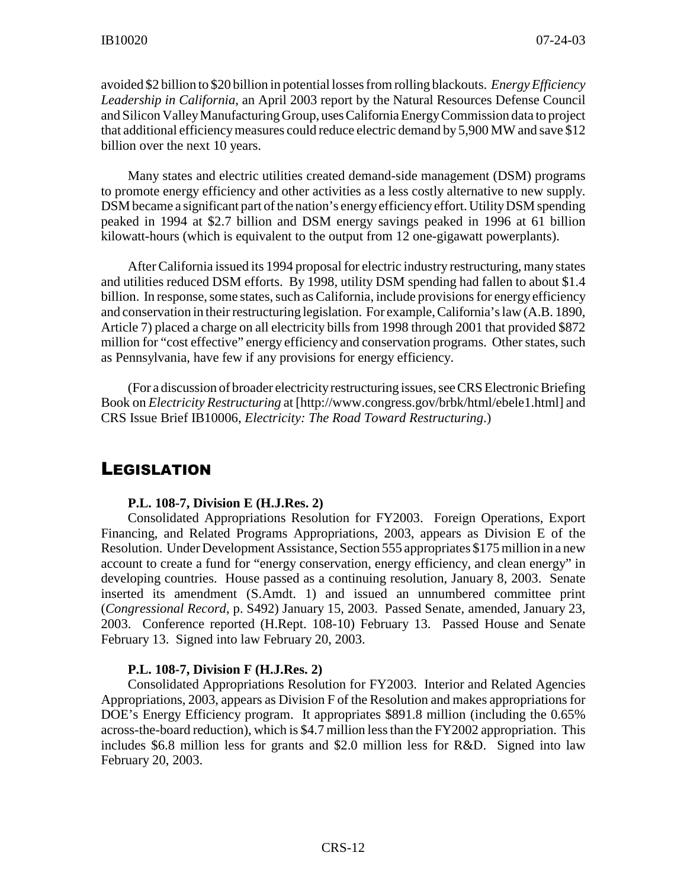avoided $2 billion to $20 billion in potential losses from rolling blackouts. *Energy Efficiency Leadership in California*, an April 2003 report by the Natural Resources Defense Council and Silicon Valley Manufacturing Group, uses California Energy Commission data to project that additional efficiency measures could reduce electric demand by 5,900 MW and save $12 billion over the next 10 years.

Many states and electric utilities created demand-side management (DSM) programs to promote energy efficiency and other activities as a less costly alternative to new supply. DSM became a significant part of the nation's energy efficiency effort. Utility DSM spending peaked in 1994 at $2.7 billion and DSM energy savings peaked in 1996 at 61 billion kilowatt-hours (which is equivalent to the output from 12 one-gigawatt powerplants).

After California issued its 1994 proposal for electric industry restructuring, many states and utilities reduced DSM efforts. By 1998, utility DSM spending had fallen to about $1.4 billion. In response, some states, such as California, include provisions for energy efficiency and conservation in their restructuring legislation. For example, California's law (A.B. 1890, Article 7) placed a charge on all electricity bills from 1998 through 2001 that provided $872 million for "cost effective" energy efficiency and conservation programs. Other states, such as Pennsylvania, have few if any provisions for energy efficiency.

(For a discussion of broader electricity restructuring issues, see CRS Electronic Briefing Book on *Electricity Restructuring* at [http://www.congress.gov/brbk/html/ebele1.html] and CRS Issue Brief IB10006, *Electricity: The Road Toward Restructuring*.)

## Legislation

**P.L. 108-7, Division E (H.J.Res. 2)**

Consolidated Appropriations Resolution for FY2003. Foreign Operations, Export Financing, and Related Programs Appropriations, 2003, appears as Division E of the Resolution. Under Development Assistance, Section 555 appropriates $175 million in a new account to create a fund for "energy conservation, energy efficiency, and clean energy" in developing countries. House passed as a continuing resolution, January 8, 2003. Senate inserted its amendment (S.Amdt. 1) and issued an unnumbered committee print (*Congressional Record*, p. S492) January 15, 2003. Passed Senate, amended, January 23, 2003. Conference reported (H.Rept. 108-10) February 13. Passed House and Senate February 13. Signed into law February 20, 2003.

**P.L. 108-7, Division F (H.J.Res. 2)**

Consolidated Appropriations Resolution for FY2003. Interior and Related Agencies Appropriations, 2003, appears as Division F of the Resolution and makes appropriations for DOE's Energy Efficiency program. It appropriates $891.8 million (including the 0.65% across-the-board reduction), which is $4.7 million less than the FY2002 appropriation. This includes $6.8 million less for grants and $2.0 million less for R&D. Signed into law February 20, 2003.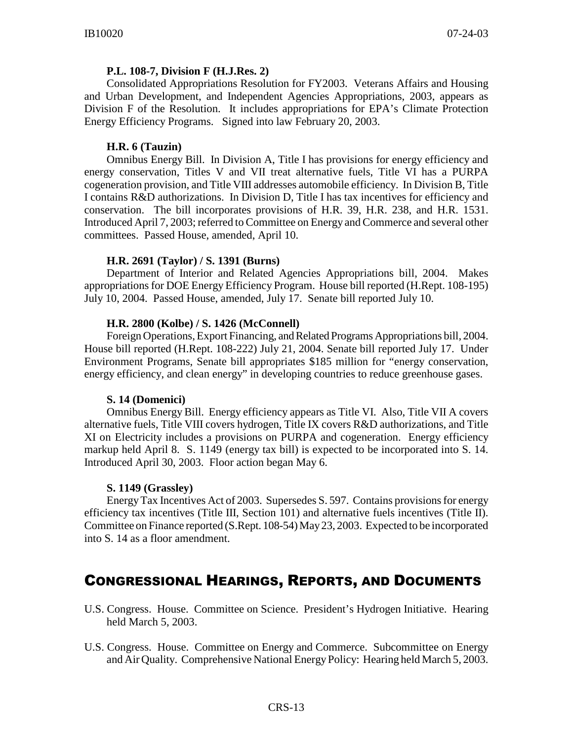**P.L. 108-7, Division F (H.J.Res. 2)**

Consolidated Appropriations Resolution for FY2003. Veterans Affairs and Housing and Urban Development, and Independent Agencies Appropriations, 2003, appears as Division F of the Resolution. It includes appropriations for EPA's Climate Protection Energy Efficiency Programs. Signed into law February 20, 2003.

**H.R. 6 (Tauzin)**

Omnibus Energy Bill. In Division A, Title I has provisions for energy efficiency and energy conservation, Titles V and VII treat alternative fuels, Title VI has a PURPA cogeneration provision, and Title VIII addresses automobile efficiency. In Division B, Title I contains R&D authorizations. In Division D, Title I has tax incentives for efficiency and conservation. The bill incorporates provisions of H.R. 39, H.R. 238, and H.R. 1531. Introduced April 7, 2003; referred to Committee on Energy and Commerce and several other committees. Passed House, amended, April 10.

**H.R. 2691 (Taylor) / S. 1391 (Burns)**

Department of Interior and Related Agencies Appropriations bill, 2004. Makes appropriations for DOE Energy Efficiency Program. House bill reported (H.Rept. 108-195) July 10, 2004. Passed House, amended, July 17. Senate bill reported July 10.

**H.R. 2800 (Kolbe) / S. 1426 (McConnell)**

Foreign Operations, Export Financing, and Related Programs Appropriations bill, 2004. House bill reported (H.Rept. 108-222) July 21, 2004. Senate bill reported July 17. Under Environment Programs, Senate bill appropriates $185 million for "energy conservation, energy efficiency, and clean energy" in developing countries to reduce greenhouse gases.

**S. 14 (Domenici)**

Omnibus Energy Bill. Energy efficiency appears as Title VI. Also, Title VII A covers alternative fuels, Title VIII covers hydrogen, Title IX covers R&D authorizations, and Title XI on Electricity includes a provisions on PURPA and cogeneration. Energy efficiency markup held April 8. S. 1149 (energy tax bill) is expected to be incorporated into S. 14. Introduced April 30, 2003. Floor action began May 6.

**S. 1149 (Grassley)**

Energy Tax Incentives Act of 2003. Supersedes S. 597. Contains provisions for energy efficiency tax incentives (Title III, Section 101) and alternative fuels incentives (Title II). Committee on Finance reported (S.Rept. 108-54) May 23, 2003. Expected to be incorporated into S. 14 as a floor amendment.

## Congressional Hearings, Reports, and Documents

U.S. Congress. House. Committee on Science. President's Hydrogen Initiative. Hearing held March 5, 2003.

U.S. Congress. House. Committee on Energy and Commerce. Subcommittee on Energy and Air Quality. Comprehensive National Energy Policy: Hearing held March 5, 2003.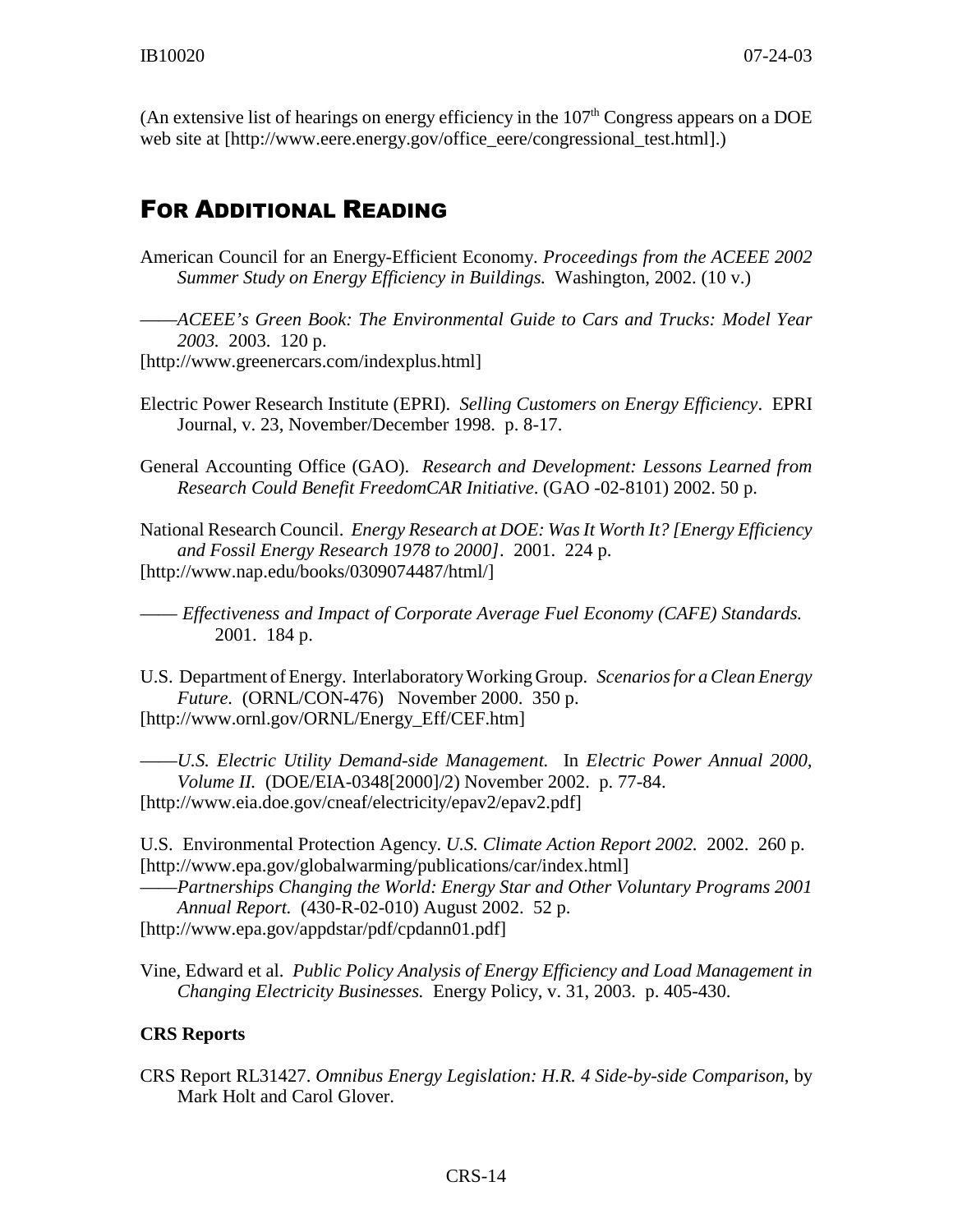(An extensive list of hearings on energy efficiency in the 107th Congress appears on a DOE web site at [http://www.eere.energy.gov/office_eere/congressional_test.html].)

## For Additional Reading

American Council for an Energy-Efficient Economy. *Proceedings from the ACEEE 2002 Summer Study on Energy Efficiency in Buildings.* Washington, 2002. (10 v.)

——*ACEEE's Green Book: The Environmental Guide to Cars and Trucks: Model Year 2003.* 2003. 120 p.
[http://www.greenercars.com/indexplus.html]

Electric Power Research Institute (EPRI). *Selling Customers on Energy Efficiency*. EPRI Journal, v. 23, November/December 1998. p. 8-17.

General Accounting Office (GAO). *Research and Development: Lessons Learned from Research Could Benefit FreedomCAR Initiative*. (GAO -02-8101) 2002. 50 p.

National Research Council. *Energy Research at DOE: Was It Worth It? [Energy Efficiency and Fossil Energy Research 1978 to 2000]*. 2001. 224 p.
[http://www.nap.edu/books/0309074487/html/]

—— *Effectiveness and Impact of Corporate Average Fuel Economy (CAFE) Standards.* 2001. 184 p.

U.S. Department of Energy. Interlaboratory Working Group. *Scenarios for a Clean Energy Future.* (ORNL/CON-476) November 2000. 350 p.
[http://www.ornl.gov/ORNL/Energy_Eff/CEF.htm]

——*U.S. Electric Utility Demand-side Management.* In *Electric Power Annual 2000, Volume II.* (DOE/EIA-0348[2000]/2) November 2002. p. 77-84.
[http://www.eia.doe.gov/cneaf/electricity/epav2/epav2.pdf]

U.S. Environmental Protection Agency. *U.S. Climate Action Report 2002.* 2002. 260 p.
[http://www.epa.gov/globalwarming/publications/car/index.html]
——*Partnerships Changing the World: Energy Star and Other Voluntary Programs 2001 Annual Report.* (430-R-02-010) August 2002. 52 p.
[http://www.epa.gov/appdstar/pdf/cpdann01.pdf]

Vine, Edward et al. *Public Policy Analysis of Energy Efficiency and Load Management in Changing Electricity Businesses.* Energy Policy, v. 31, 2003. p. 405-430.

### CRS Reports

CRS Report RL31427. *Omnibus Energy Legislation: H.R. 4 Side-by-side Comparison*, by Mark Holt and Carol Glover.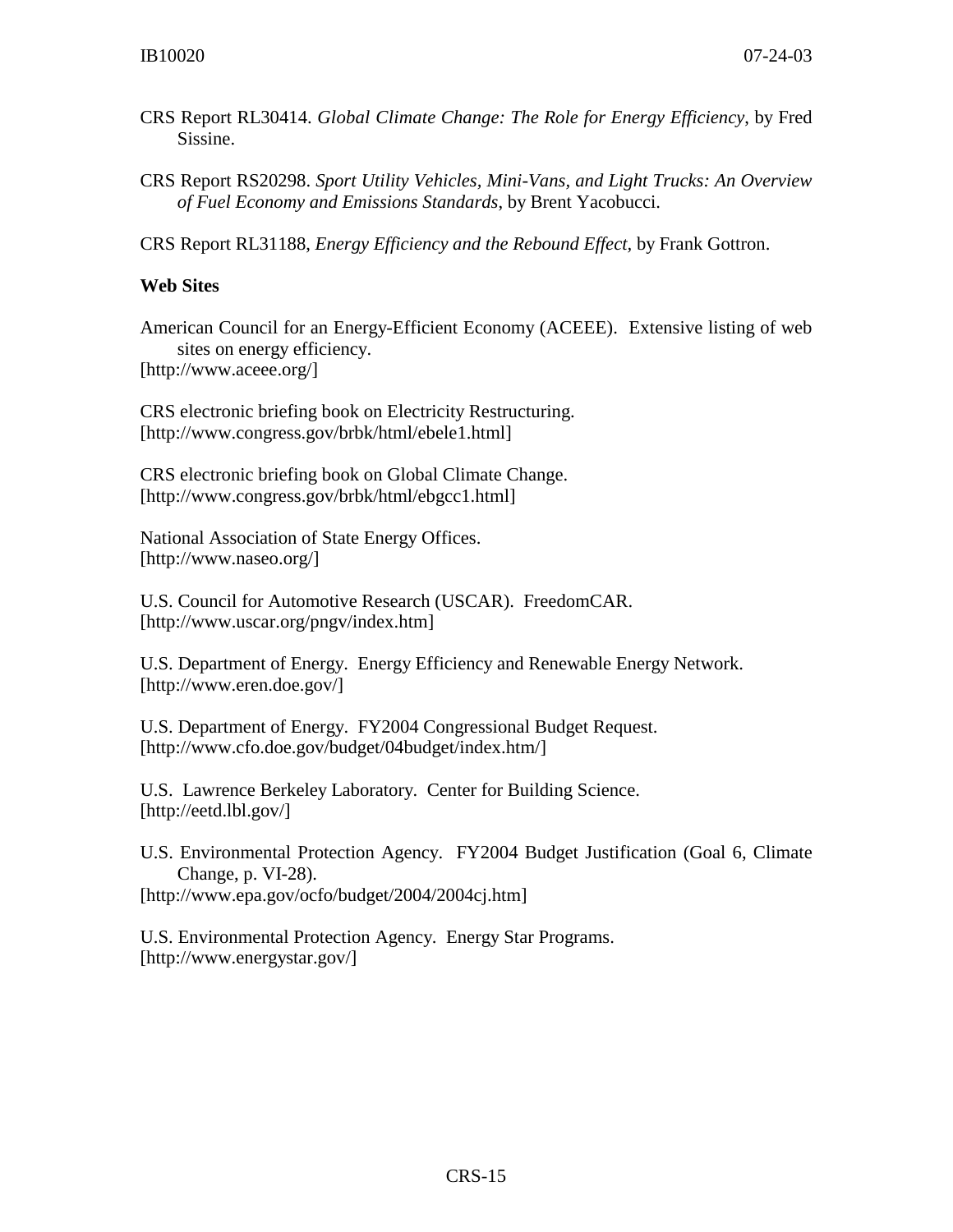CRS Report RL30414. *Global Climate Change: The Role for Energy Efficiency*, by Fred Sissine.

CRS Report RS20298. *Sport Utility Vehicles, Mini-Vans, and Light Trucks: An Overview of Fuel Economy and Emissions Standards*, by Brent Yacobucci.

CRS Report RL31188, *Energy Efficiency and the Rebound Effect*, by Frank Gottron.

**Web Sites**

American Council for an Energy-Efficient Economy (ACEEE). Extensive listing of web sites on energy efficiency.
[http://www.aceee.org/]

CRS electronic briefing book on Electricity Restructuring.
[http://www.congress.gov/brbk/html/ebele1.html]

CRS electronic briefing book on Global Climate Change.
[http://www.congress.gov/brbk/html/ebgcc1.html]

National Association of State Energy Offices.
[http://www.naseo.org/]

U.S. Council for Automotive Research (USCAR). FreedomCAR.
[http://www.uscar.org/pngv/index.htm]

U.S. Department of Energy. Energy Efficiency and Renewable Energy Network.
[http://www.eren.doe.gov/]

U.S. Department of Energy. FY2004 Congressional Budget Request.
[http://www.cfo.doe.gov/budget/04budget/index.htm/]

U.S. Lawrence Berkeley Laboratory. Center for Building Science.
[http://eetd.lbl.gov/]

U.S. Environmental Protection Agency. FY2004 Budget Justification (Goal 6, Climate Change, p. VI-28).
[http://www.epa.gov/ocfo/budget/2004/2004cj.htm]

U.S. Environmental Protection Agency. Energy Star Programs.
[http://www.energystar.gov/]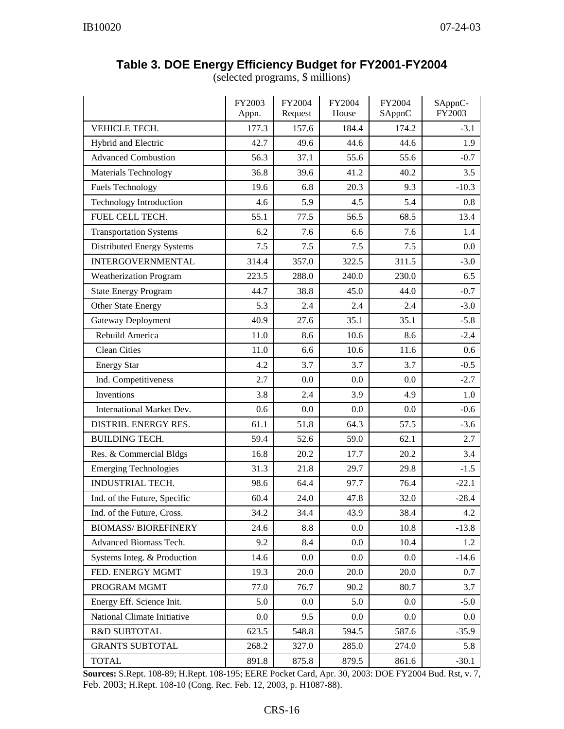## Table 3. DOE Energy Efficiency Budget for FY2001-FY2004

(selected programs, $ millions)

| | FY2003 Appn. | FY2004 Request | FY2004 House | FY2004 SAppnC | SAppnC-FY2003 |
|---|---|---|---|---|---|
| VEHICLE TECH. | 177.3 | 157.6 | 184.4 | 174.2 | -3.1 |
| Hybrid and Electric | 42.7 | 49.6 | 44.6 | 44.6 | 1.9 |
| Advanced Combustion | 56.3 | 37.1 | 55.6 | 55.6 | -0.7 |
| Materials Technology | 36.8 | 39.6 | 41.2 | 40.2 | 3.5 |
| Fuels Technology | 19.6 | 6.8 | 20.3 | 9.3 | -10.3 |
| Technology Introduction | 4.6 | 5.9 | 4.5 | 5.4 | 0.8 |
| FUEL CELL TECH. | 55.1 | 77.5 | 56.5 | 68.5 | 13.4 |
| Transportation Systems | 6.2 | 7.6 | 6.6 | 7.6 | 1.4 |
| Distributed Energy Systems | 7.5 | 7.5 | 7.5 | 7.5 | 0.0 |
| INTERGOVERNMENTAL | 314.4 | 357.0 | 322.5 | 311.5 | -3.0 |
| Weatherization Program | 223.5 | 288.0 | 240.0 | 230.0 | 6.5 |
| State Energy Program | 44.7 | 38.8 | 45.0 | 44.0 | -0.7 |
| Other State Energy | 5.3 | 2.4 | 2.4 | 2.4 | -3.0 |
| Gateway Deployment | 40.9 | 27.6 | 35.1 | 35.1 | -5.8 |
| Rebuild America | 11.0 | 8.6 | 10.6 | 8.6 | -2.4 |
| Clean Cities | 11.0 | 6.6 | 10.6 | 11.6 | 0.6 |
| Energy Star | 4.2 | 3.7 | 3.7 | 3.7 | -0.5 |
| Ind. Competitiveness | 2.7 | 0.0 | 0.0 | 0.0 | -2.7 |
| Inventions | 3.8 | 2.4 | 3.9 | 4.9 | 1.0 |
| International Market Dev. | 0.6 | 0.0 | 0.0 | 0.0 | -0.6 |
| DISTRIB. ENERGY RES. | 61.1 | 51.8 | 64.3 | 57.5 | -3.6 |
| BUILDING TECH. | 59.4 | 52.6 | 59.0 | 62.1 | 2.7 |
| Res. & Commercial Bldgs | 16.8 | 20.2 | 17.7 | 20.2 | 3.4 |
| Emerging Technologies | 31.3 | 21.8 | 29.7 | 29.8 | -1.5 |
| INDUSTRIAL TECH. | 98.6 | 64.4 | 97.7 | 76.4 | -22.1 |
| Ind. of the Future, Specific | 60.4 | 24.0 | 47.8 | 32.0 | -28.4 |
| Ind. of the Future, Cross. | 34.2 | 34.4 | 43.9 | 38.4 | 4.2 |
| BIOMASS/ BIOREFINERY | 24.6 | 8.8 | 0.0 | 10.8 | -13.8 |
| Advanced Biomass Tech. | 9.2 | 8.4 | 0.0 | 10.4 | 1.2 |
| Systems Integ. & Production | 14.6 | 0.0 | 0.0 | 0.0 | -14.6 |
| FED. ENERGY MGMT | 19.3 | 20.0 | 20.0 | 20.0 | 0.7 |
| PROGRAM MGMT | 77.0 | 76.7 | 90.2 | 80.7 | 3.7 |
| Energy Eff. Science Init. | 5.0 | 0.0 | 5.0 | 0.0 | -5.0 |
| National Climate Initiative | 0.0 | 9.5 | 0.0 | 0.0 | 0.0 |
| R&D SUBTOTAL | 623.5 | 548.8 | 594.5 | 587.6 | -35.9 |
| GRANTS SUBTOTAL | 268.2 | 327.0 | 285.0 | 274.0 | 5.8 |
| TOTAL | 891.8 | 875.8 | 879.5 | 861.6 | -30.1 |

**Sources:** S.Rept. 108-89; H.Rept. 108-195; EERE Pocket Card, Apr. 30, 2003: DOE FY2004 Bud. Rst, v. 7, Feb. 2003; H.Rept. 108-10 (Cong. Rec. Feb. 12, 2003, p. H1087-88).